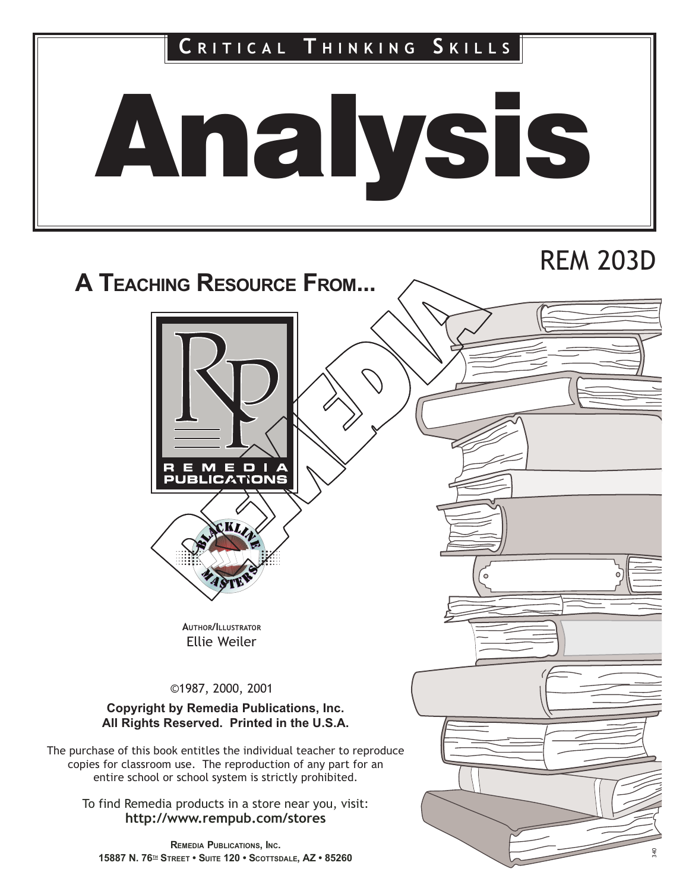**Critical Thinking Skills**

# Analysis

REM 203D

**A Teaching Resource From...**

REMEDIA PUBLICATIONS

BLACKLINE MASTERS

AUTHOR/ILLUSTRATOR
Ellie Weiler

©1987, 2000, 2001

**Copyright by Remedia Publications, Inc.**
**All Rights Reserved. Printed in the U.S.A.**

The purchase of this book entitles the individual teacher to reproduce copies for classroom use. The reproduction of any part for an entire school or school system is strictly prohibited.

To find Remedia products in a store near you, visit:
**http://www.rempub.com/stores**

**REMEDIA PUBLICATIONS, INC.**
**15887 N. 76TH STREET • SUITE 120 • SCOTTSDALE, AZ • 85260**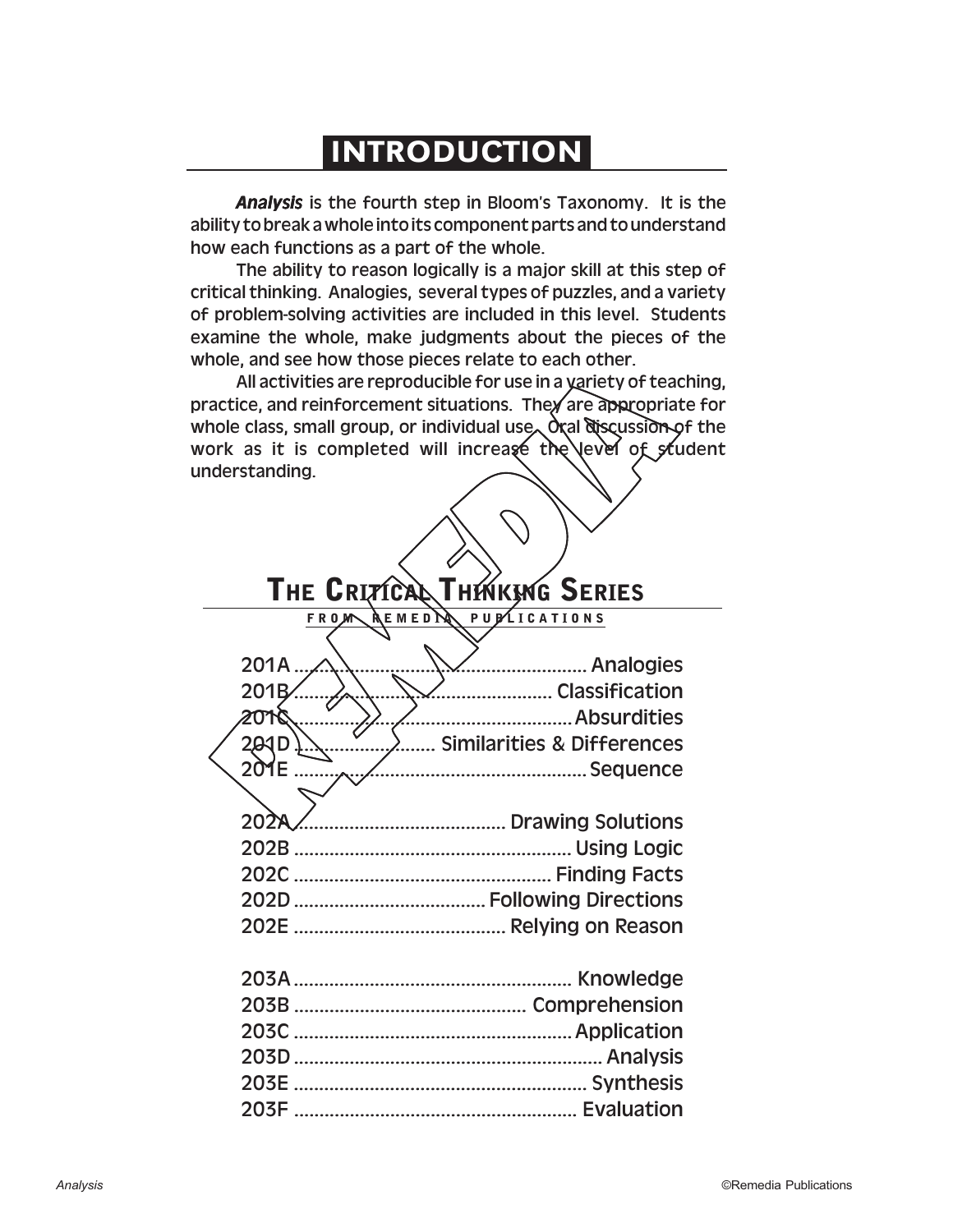# INTRODUCTION

***Analysis*** is the fourth step in Bloom's Taxonomy. It is the ability to break a whole into its component parts and to understand how each functions as a part of the whole.

The ability to reason logically is a major skill at this step of critical thinking. Analogies, several types of puzzles, and a variety of problem-solving activities are included in this level. Students examine the whole, make judgments about the pieces of the whole, and see how those pieces relate to each other.

All activities are reproducible for use in a variety of teaching, practice, and reinforcement situations. They are appropriate for whole class, small group, or individual use. Oral discussion of the work as it is completed will increase the level of student understanding.

## The Critical Thinking Series

FROM REMEDIA PUBLICATIONS

201A ........................ Analogies
201B ........................ Classification
201C ........................ Absurdities
201D ........................ Similarities & Differences
201E ........................ Sequence

202A ........................ Drawing Solutions
202B ........................ Using Logic
202C ........................ Finding Facts
202D ........................ Following Directions
202E ........................ Relying on Reason

203A ........................ Knowledge
203B ........................ Comprehension
203C ........................ Application
203D ........................ Analysis
203E ........................ Synthesis
203F ........................ Evaluation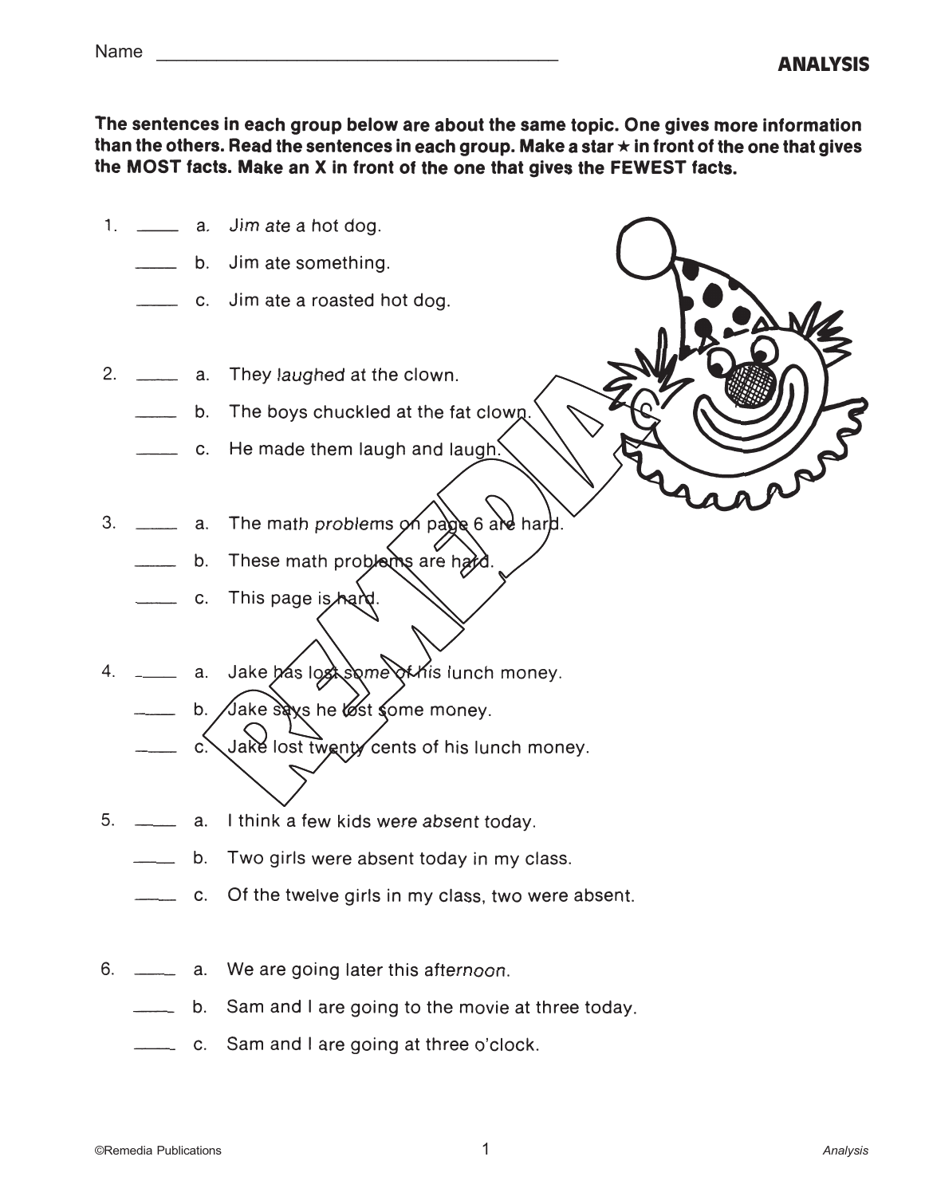Name ______________________________________

## ANALYSIS

**The sentences in each group below are about the same topic. One gives more information than the others. Read the sentences in each group. Make a star ★ in front of the one that gives the MOST facts. Make an X in front of the one that gives the FEWEST facts.**

1. ____ a. Jim ate a hot dog.
   ____ b. Jim ate something.
   ____ c. Jim ate a roasted hot dog.

2. ____ a. They laughed at the clown.
   ____ b. The boys chuckled at the fat clown.
   ____ c. He made them laugh and laugh.

3. ____ a. The math problems on page 6 are hard.
   ____ b. These math problems are hard.
   ____ c. This page is hard.

4. ____ a. Jake has lost some of his lunch money.
   ____ b. Jake says he lost some money.
   ____ c. Jake lost twenty cents of his lunch money.

5. ____ a. I think a few kids were absent today.
   ____ b. Two girls were absent today in my class.
   ____ c. Of the twelve girls in my class, two were absent.

6. ____ a. We are going later this afternoon.
   ____ b. Sam and I are going to the movie at three today.
   ____ c. Sam and I are going at three o'clock.

©Remedia Publications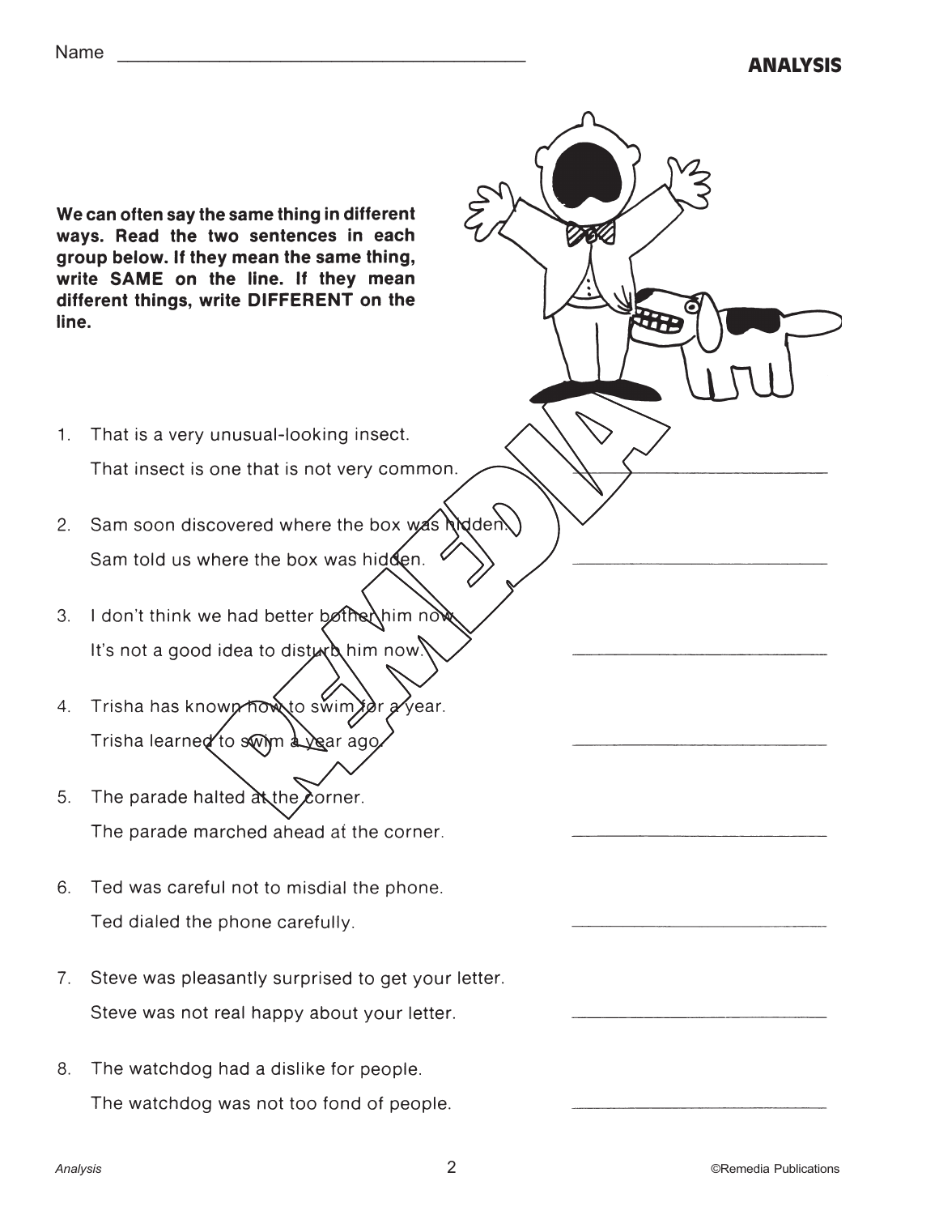Name ________________________________________

## ANALYSIS

**We can often say the same thing in different ways. Read the two sentences in each group below. If they mean the same thing, write SAME on the line. If they mean different things, write DIFFERENT on the line.**

1. That is a very unusual-looking insect.
   That insect is one that is not very common. ______________________

2. Sam soon discovered where the box was hidden.
   Sam told us where the box was hidden. ______________________

3. I don't think we had better bother him now.
   It's not a good idea to disturb him now. ______________________

4. Trisha has known how to swim for a year.
   Trisha learned to swim a year ago. ______________________

5. The parade halted at the corner.
   The parade marched ahead at the corner. ______________________

6. Ted was careful not to misdial the phone.
   Ted dialed the phone carefully. ______________________

7. Steve was pleasantly surprised to get your letter.
   Steve was not real happy about your letter. ______________________

8. The watchdog had a dislike for people.
   The watchdog was not too fond of people. ______________________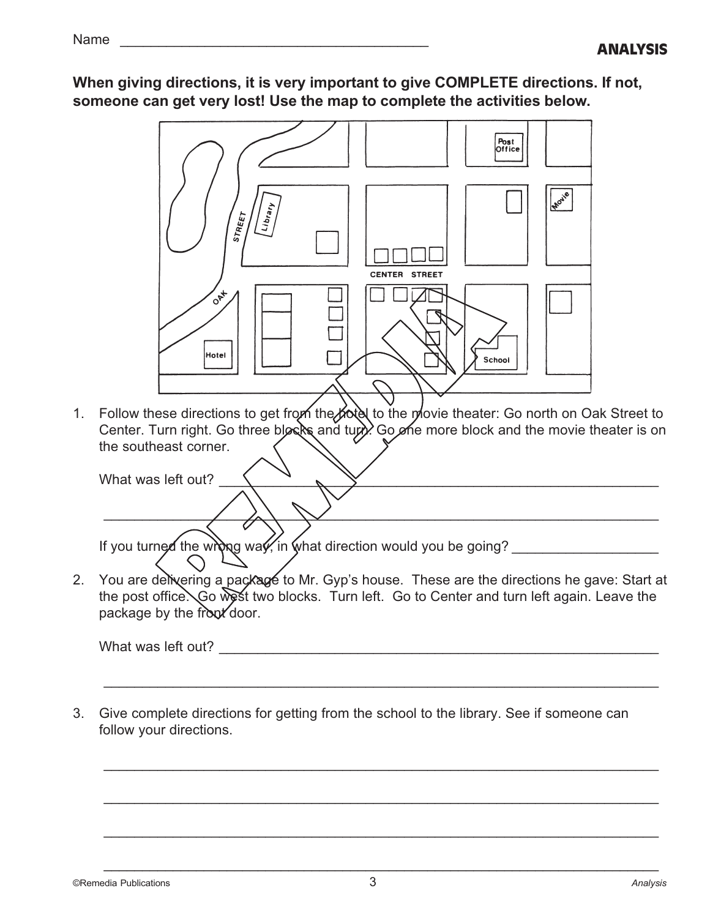Name ________________________________________

## ANALYSIS

**When giving directions, it is very important to give COMPLETE directions. If not, someone can get very lost! Use the map to complete the activities below.**

1. Follow these directions to get from the hotel to the movie theater: Go north on Oak Street to Center. Turn right. Go three blocks and turn. Go one more block and the movie theater is on the southeast corner.

   What was left out? ____________________________________________________________

   ______________________________________________________________________________

   If you turned the wrong way, in what direction would you be going? __________________

2. You are delivering a package to Mr. Gyp's house. These are the directions he gave: Start at the post office. Go west two blocks. Turn left. Go to Center and turn left again. Leave the package by the front door.

   What was left out? ____________________________________________________________

   ______________________________________________________________________________

3. Give complete directions for getting from the school to the library. See if someone can follow your directions.

   ______________________________________________________________________________

   ______________________________________________________________________________

   ______________________________________________________________________________

   ______________________________________________________________________________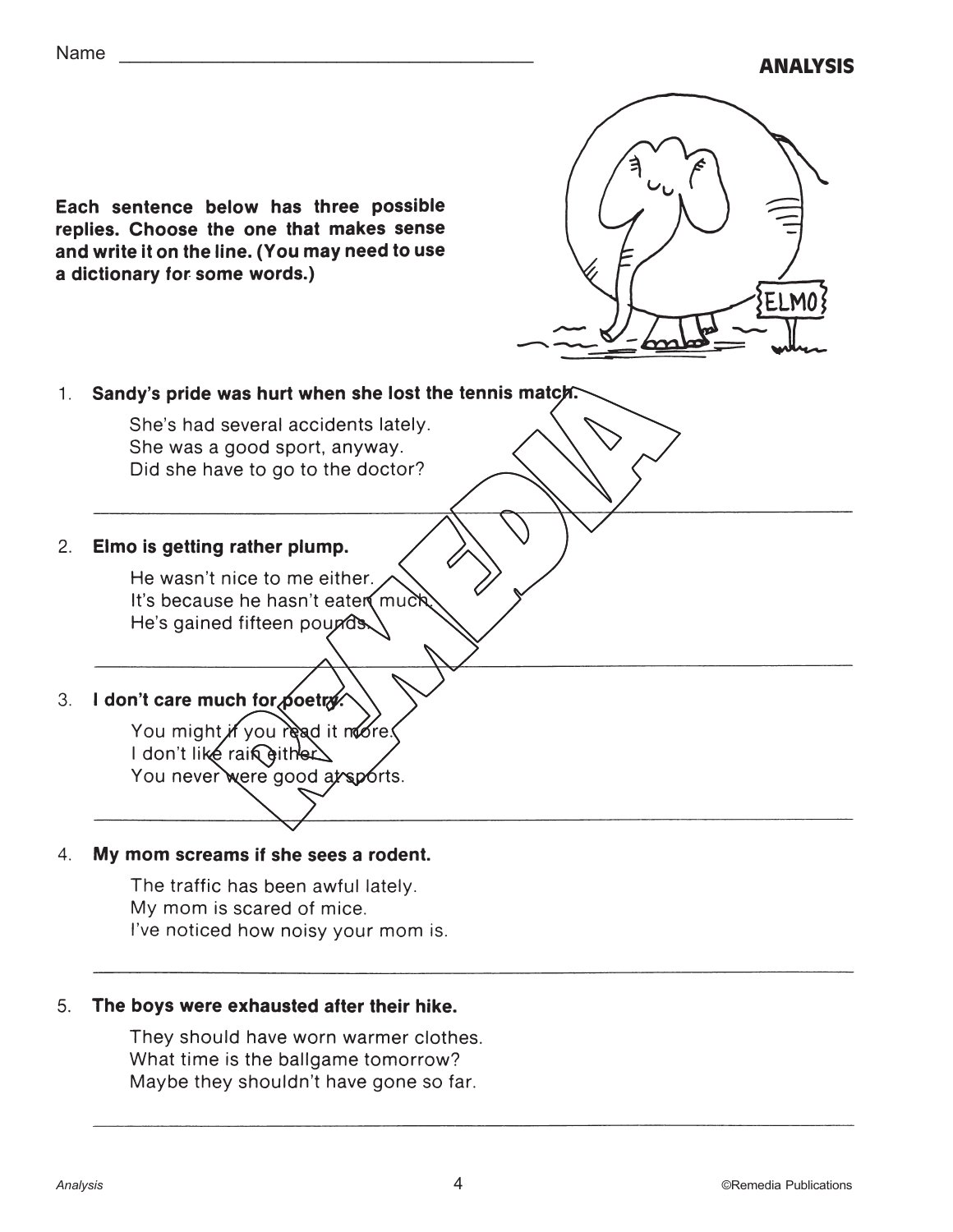Name ________________________________________

## ANALYSIS

**Each sentence below has three possible replies. Choose the one that makes sense and write it on the line. (You may need to use a dictionary for some words.)**

1. **Sandy's pride was hurt when she lost the tennis match.**

   She's had several accidents lately.
   She was a good sport, anyway.
   Did she have to go to the doctor?

   ______________________________________________________________

2. **Elmo is getting rather plump.**

   He wasn't nice to me either.
   It's because he hasn't eaten much.
   He's gained fifteen pounds.

   ______________________________________________________________

3. **I don't care much for poetry.**

   You might if you read it more.
   I don't like rain either.
   You never were good at sports.

   ______________________________________________________________

4. **My mom screams if she sees a rodent.**

   The traffic has been awful lately.
   My mom is scared of mice.
   I've noticed how noisy your mom is.

   ______________________________________________________________

5. **The boys were exhausted after their hike.**

   They should have worn warmer clothes.
   What time is the ballgame tomorrow?
   Maybe they shouldn't have gone so far.

   ______________________________________________________________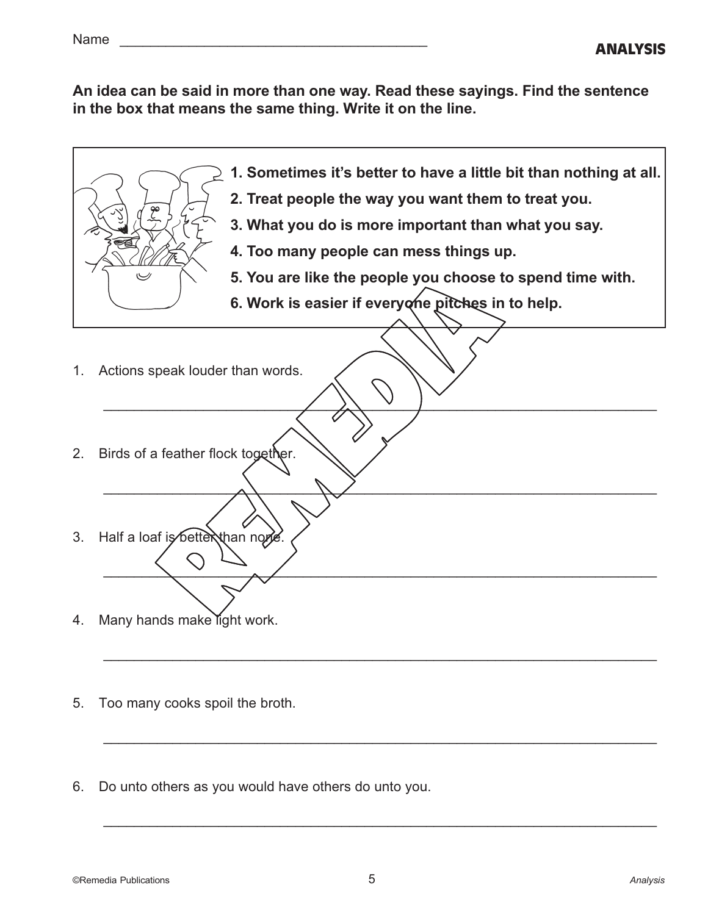Name ________________________________________

**ANALYSIS**

**An idea can be said in more than one way. Read these sayings. Find the sentence in the box that means the same thing. Write it on the line.**

**1. Sometimes it's better to have a little bit than nothing at all.**
**2. Treat people the way you want them to treat you.**
**3. What you do is more important than what you say.**
**4. Too many people can mess things up.**
**5. You are like the people you choose to spend time with.**
**6. Work is easier if everyone pitches in to help.**

1. Actions speak louder than words.

________________________________________________________________________

2. Birds of a feather flock together.

________________________________________________________________________

3. Half a loaf is better than none.

________________________________________________________________________

4. Many hands make light work.

________________________________________________________________________

5. Too many cooks spoil the broth.

________________________________________________________________________

6. Do unto others as you would have others do unto you.

________________________________________________________________________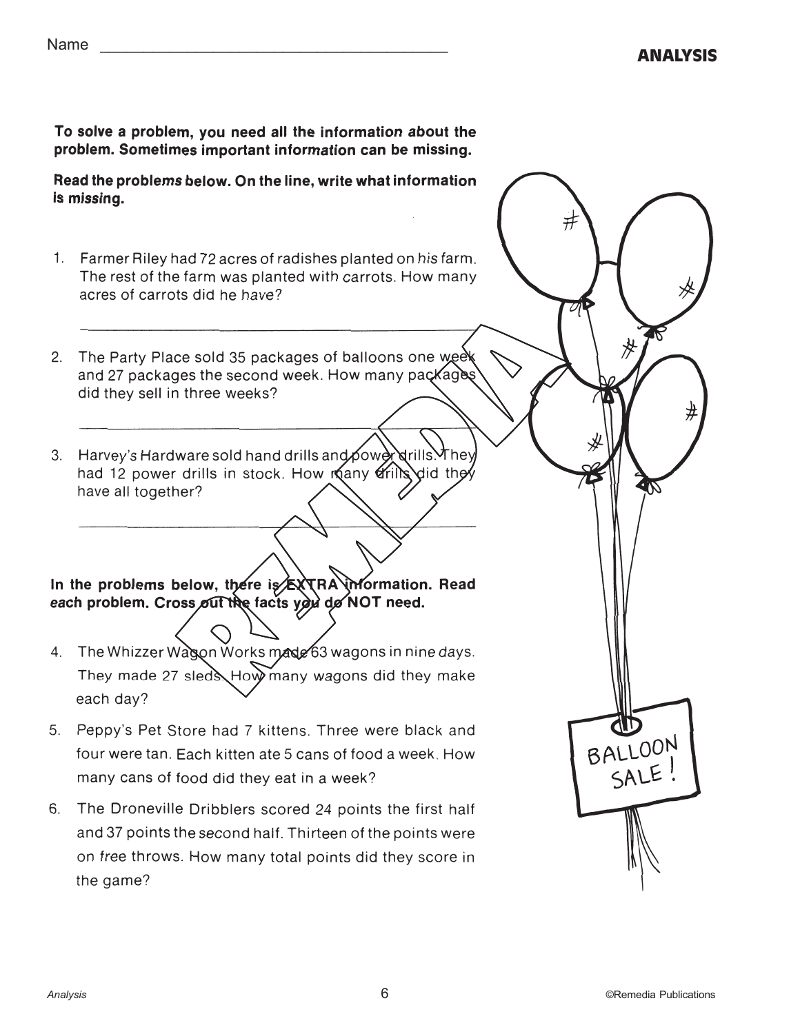Name ________________________________________

## ANALYSIS

**To solve a problem, you need all the information about the problem. Sometimes important information can be missing.**

**Read the problems below. On the line, write what information is missing.**

1. Farmer Riley had 72 acres of radishes planted on his farm. The rest of the farm was planted with carrots. How many acres of carrots did he have?

   ____________________________________________

2. The Party Place sold 35 packages of balloons one week and 27 packages the second week. How many packages did they sell in three weeks?

   ____________________________________________

3. Harvey's Hardware sold hand drills and power drills. They had 12 power drills in stock. How many drills did they have all together?

   ____________________________________________

**In the problems below, there is EXTRA information. Read each problem. Cross out the facts you do NOT need.**

4. The Whizzer Wagon Works made 63 wagons in nine days. They made 27 sleds. How many wagons did they make each day?

5. Peppy's Pet Store had 7 kittens. Three were black and four were tan. Each kitten ate 5 cans of food a week. How many cans of food did they eat in a week?

6. The Droneville Dribblers scored 24 points the first half and 37 points the second half. Thirteen of the points were on free throws. How many total points did they score in the game?

BALLOON SALE!